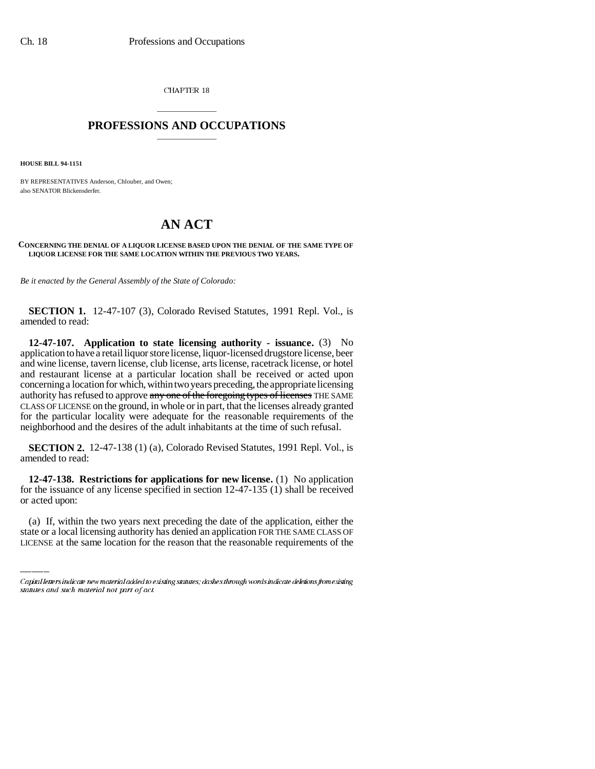CHAPTER 18

## PROFESSIONS AND OCCUPATIONS

**HOUSE BILL 94-1151**

BY REPRESENTATIVES Anderson, Chlouber, and Owen;
also SENATOR Blickensderfer.

# AN ACT

**CONCERNING THE DENIAL OF A LIQUOR LICENSE BASED UPON THE DENIAL OF THE SAME TYPE OF LIQUOR LICENSE FOR THE SAME LOCATION WITHIN THE PREVIOUS TWO YEARS.**

*Be it enacted by the General Assembly of the State of Colorado:*

**SECTION 1.** 12-47-107 (3), Colorado Revised Statutes, 1991 Repl. Vol., is amended to read:

**12-47-107. Application to state licensing authority - issuance.** (3) No application to have a retail liquor store license, liquor-licensed drugstore license, beer and wine license, tavern license, club license, arts license, racetrack license, or hotel and restaurant license at a particular location shall be received or acted upon concerning a location for which, within two years preceding, the appropriate licensing authority has refused to approve ~~any one of the foregoing types of licenses~~ THE SAME CLASS OF LICENSE on the ground, in whole or in part, that the licenses already granted for the particular locality were adequate for the reasonable requirements of the neighborhood and the desires of the adult inhabitants at the time of such refusal.

**SECTION 2.** 12-47-138 (1) (a), Colorado Revised Statutes, 1991 Repl. Vol., is amended to read:

**12-47-138. Restrictions for applications for new license.** (1) No application for the issuance of any license specified in section 12-47-135 (1) shall be received or acted upon:

(a) If, within the two years next preceding the date of the application, either the state or a local licensing authority has denied an application FOR THE SAME CLASS OF LICENSE at the same location for the reason that the reasonable requirements of the

Capital letters indicate new material added to existing statutes; dashes through words indicate deletions from existing statutes and such material not part of act.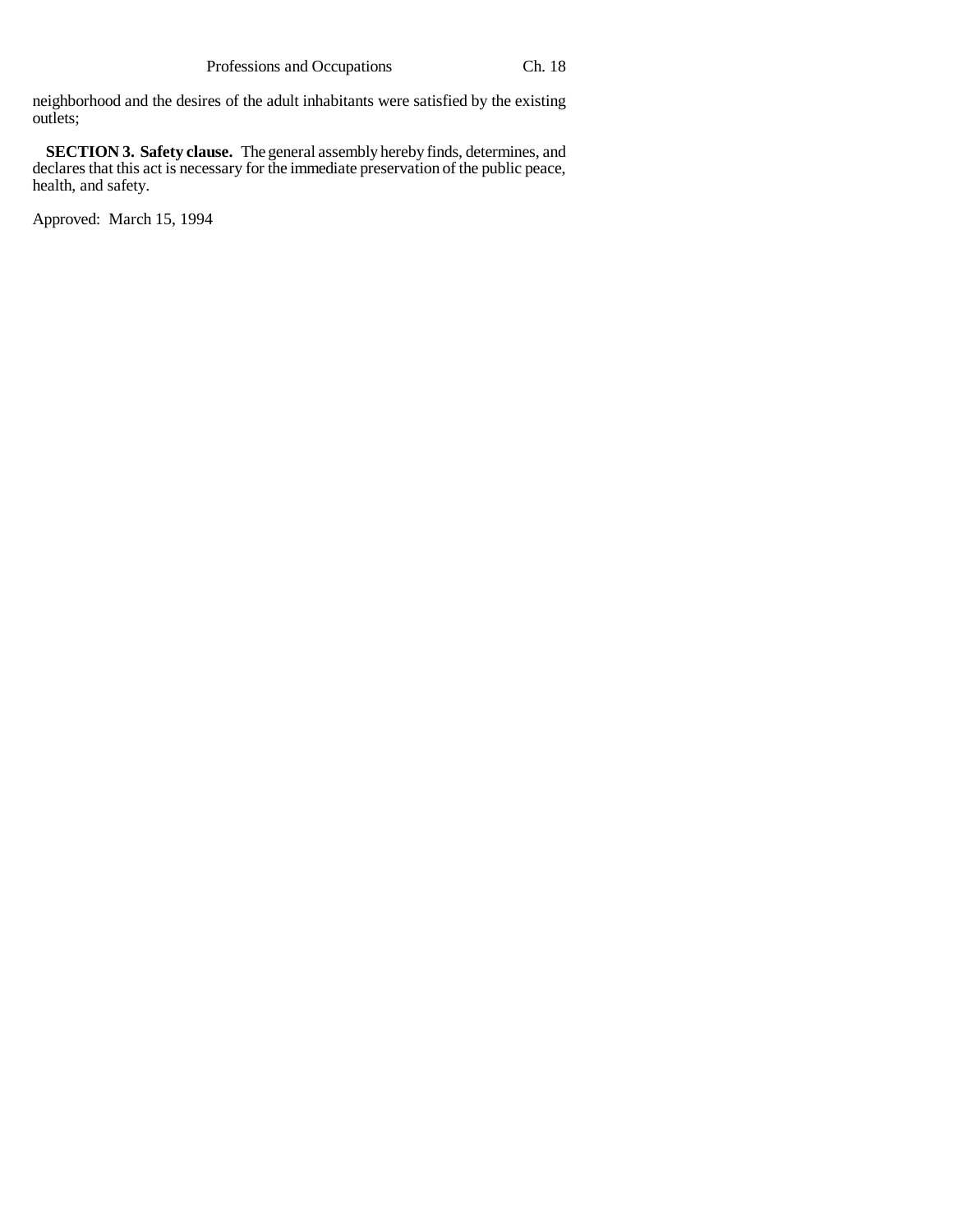neighborhood and the desires of the adult inhabitants were satisfied by the existing outlets;

**SECTION 3. Safety clause.** The general assembly hereby finds, determines, and declares that this act is necessary for the immediate preservation of the public peace, health, and safety.

Approved: March 15, 1994